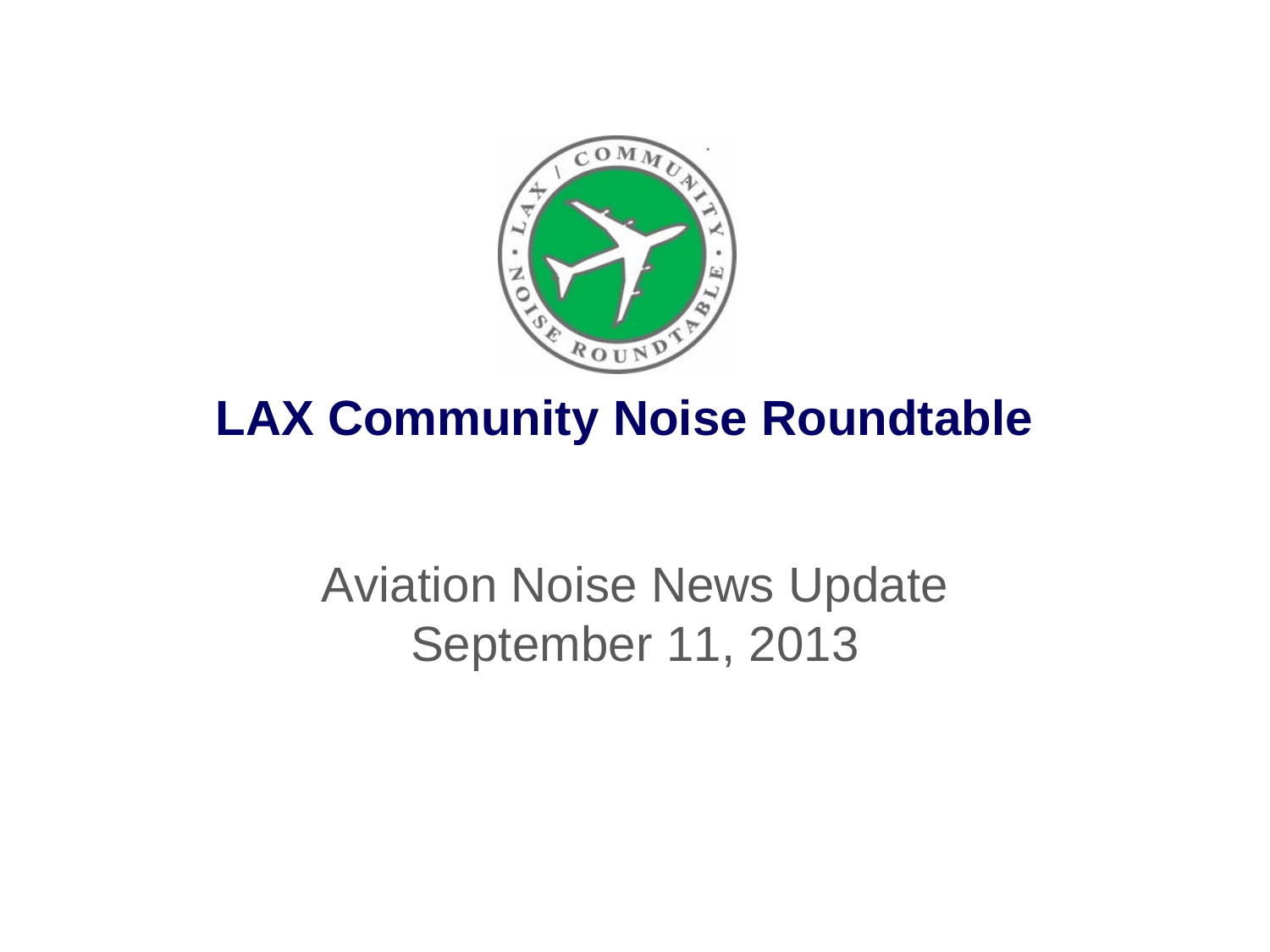# LAX Community Noise Roundtable

Aviation Noise News Update
September 11, 2013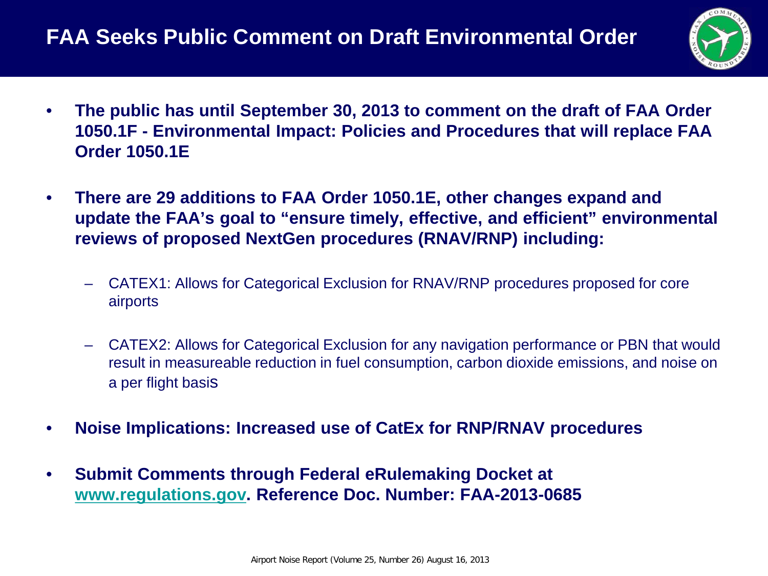# FAA Seeks Public Comment on Draft Environmental Order

- **The public has until September 30, 2013 to comment on the draft of FAA Order 1050.1F - Environmental Impact: Policies and Procedures that will replace FAA Order 1050.1E**
- **There are 29 additions to FAA Order 1050.1E, other changes expand and update the FAA's goal to "ensure timely, effective, and efficient" environmental reviews of proposed NextGen procedures (RNAV/RNP) including:**
  - CATEX1: Allows for Categorical Exclusion for RNAV/RNP procedures proposed for core airports
  - CATEX2: Allows for Categorical Exclusion for any navigation performance or PBN that would result in measureable reduction in fuel consumption, carbon dioxide emissions, and noise on a per flight basis
- **Noise Implications: Increased use of CatEx for RNP/RNAV procedures**
- **Submit Comments through Federal eRulemaking Docket at www.regulations.gov. Reference Doc. Number: FAA-2013-0685**

Airport Noise Report (Volume 25, Number 26) August 16, 2013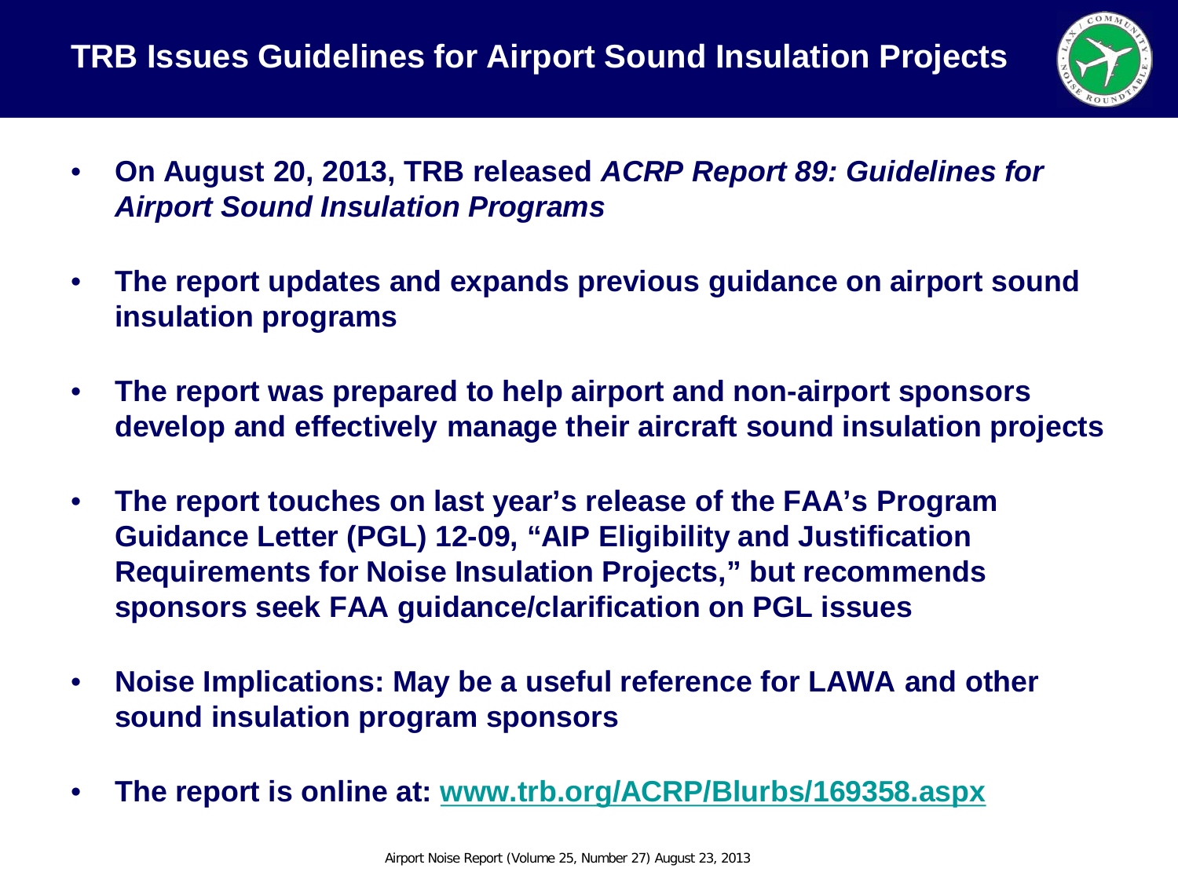# TRB Issues Guidelines for Airport Sound Insulation Projects

- **On August 20, 2013, TRB released *ACRP Report 89: Guidelines for Airport Sound Insulation Programs***
- **The report updates and expands previous guidance on airport sound insulation programs**
- **The report was prepared to help airport and non-airport sponsors develop and effectively manage their aircraft sound insulation projects**
- **The report touches on last year's release of the FAA's Program Guidance Letter (PGL) 12-09, "AIP Eligibility and Justification Requirements for Noise Insulation Projects," but recommends sponsors seek FAA guidance/clarification on PGL issues**
- **Noise Implications: May be a useful reference for LAWA and other sound insulation program sponsors**
- **The report is online at: www.trb.org/ACRP/Blurbs/169358.aspx**

Airport Noise Report (Volume 25, Number 27) August 23, 2013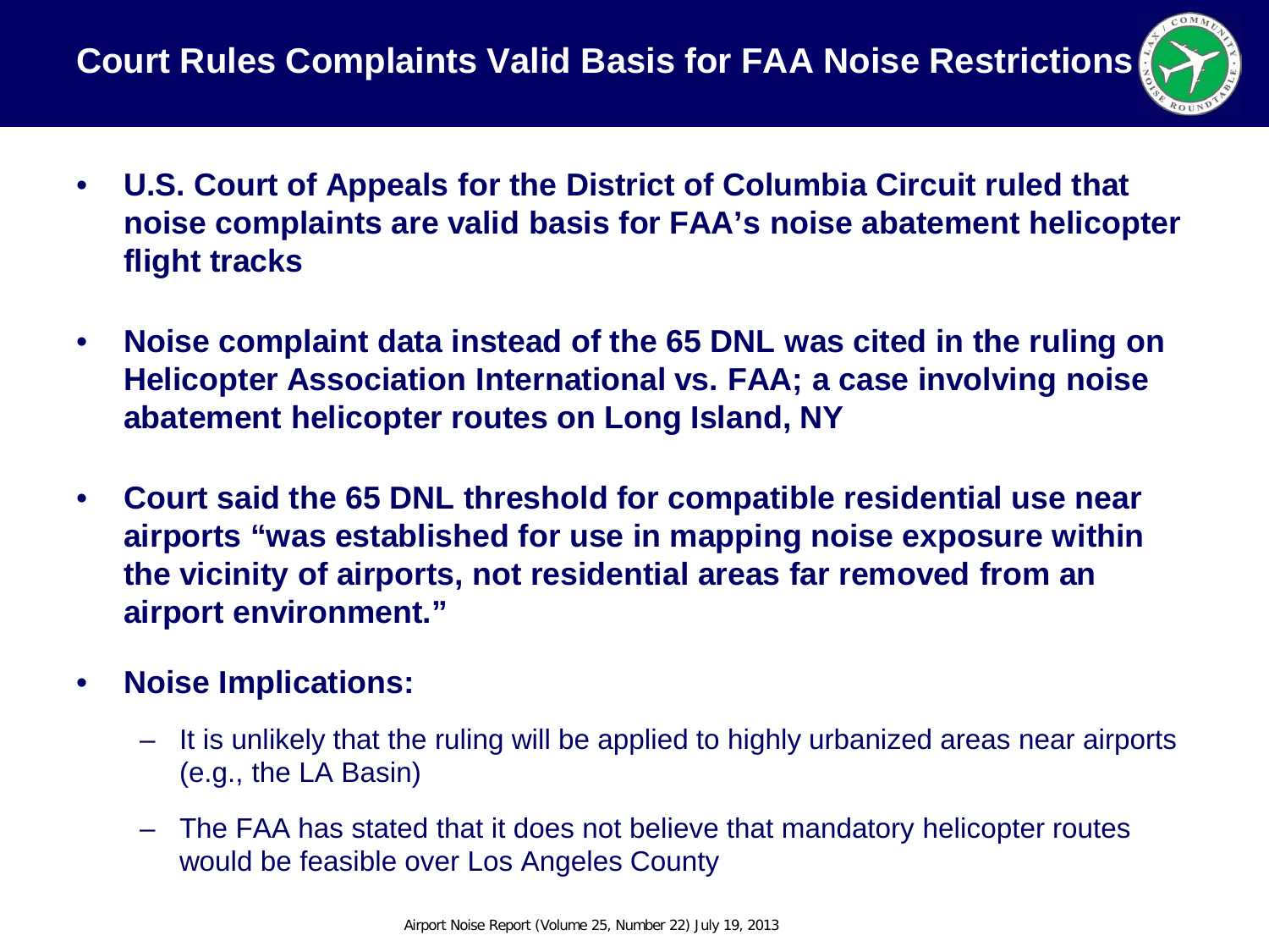# Court Rules Complaints Valid Basis for FAA Noise Restrictions

- **U.S. Court of Appeals for the District of Columbia Circuit ruled that noise complaints are valid basis for FAA's noise abatement helicopter flight tracks**
- **Noise complaint data instead of the 65 DNL was cited in the ruling on Helicopter Association International vs. FAA; a case involving noise abatement helicopter routes on Long Island, NY**
- **Court said the 65 DNL threshold for compatible residential use near airports "was established for use in mapping noise exposure within the vicinity of airports, not residential areas far removed from an airport environment."**
- **Noise Implications:**
  - It is unlikely that the ruling will be applied to highly urbanized areas near airports (e.g., the LA Basin)
  - The FAA has stated that it does not believe that mandatory helicopter routes would be feasible over Los Angeles County

Airport Noise Report (Volume 25, Number 22) July 19, 2013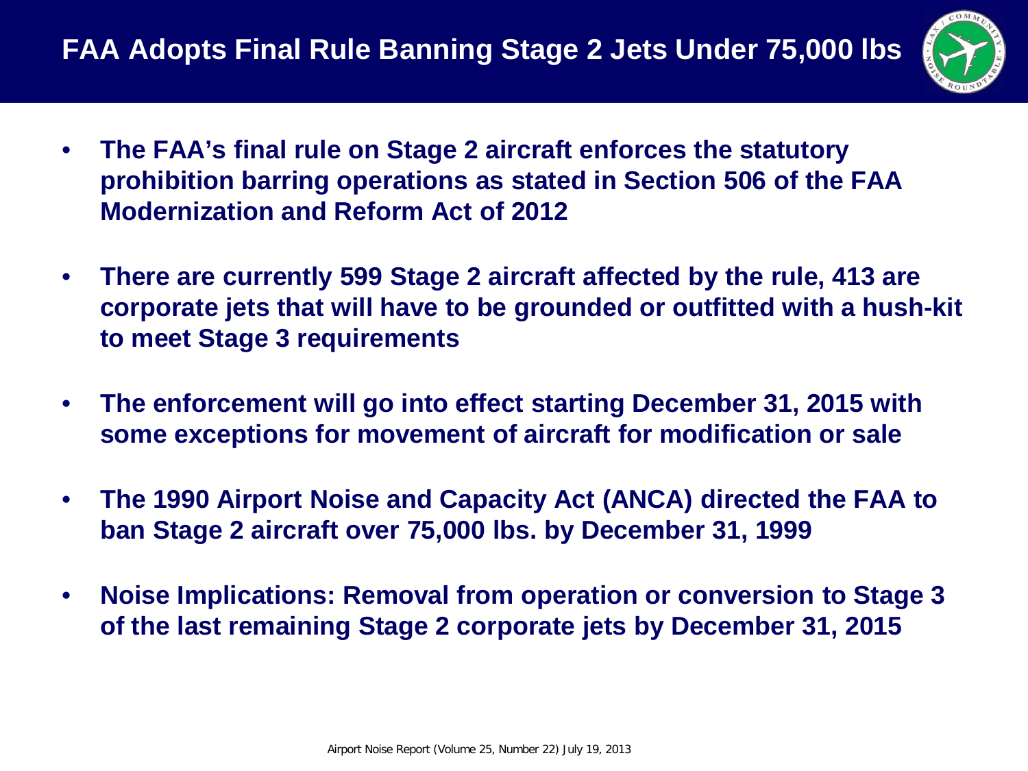# FAA Adopts Final Rule Banning Stage 2 Jets Under 75,000 lbs

- **The FAA's final rule on Stage 2 aircraft enforces the statutory prohibition barring operations as stated in Section 506 of the FAA Modernization and Reform Act of 2012**
- **There are currently 599 Stage 2 aircraft affected by the rule, 413 are corporate jets that will have to be grounded or outfitted with a hush-kit to meet Stage 3 requirements**
- **The enforcement will go into effect starting December 31, 2015 with some exceptions for movement of aircraft for modification or sale**
- **The 1990 Airport Noise and Capacity Act (ANCA) directed the FAA to ban Stage 2 aircraft over 75,000 lbs. by December 31, 1999**
- **Noise Implications: Removal from operation or conversion to Stage 3 of the last remaining Stage 2 corporate jets by December 31, 2015**

Airport Noise Report (Volume 25, Number 22) July 19, 2013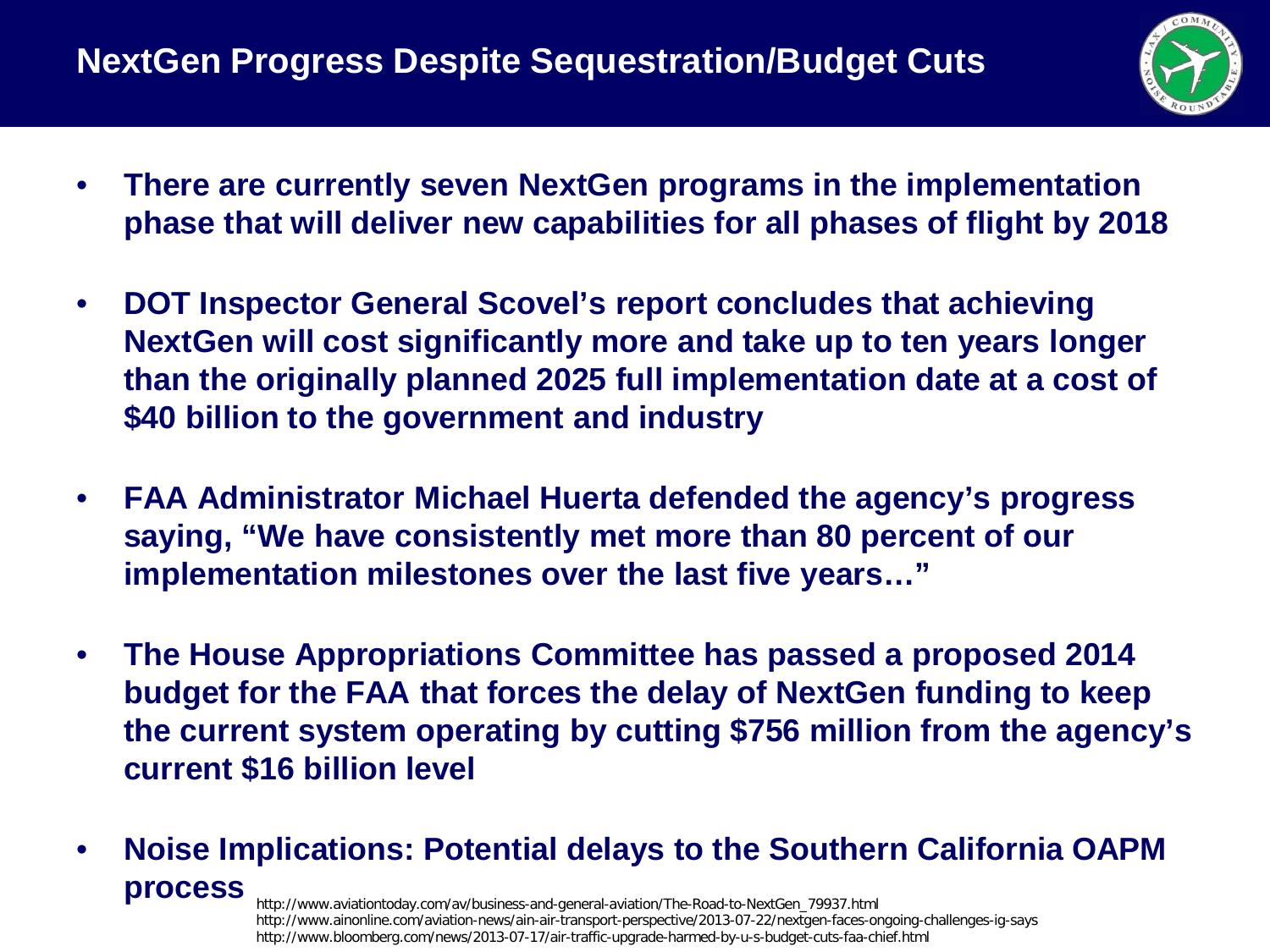# NextGen Progress Despite Sequestration/Budget Cuts

- **There are currently seven NextGen programs in the implementation phase that will deliver new capabilities for all phases of flight by 2018**
- **DOT Inspector General Scovel's report concludes that achieving NextGen will cost significantly more and take up to ten years longer than the originally planned 2025 full implementation date at a cost of $40 billion to the government and industry**
- **FAA Administrator Michael Huerta defended the agency's progress saying, "We have consistently met more than 80 percent of our implementation milestones over the last five years…"**
- **The House Appropriations Committee has passed a proposed 2014 budget for the FAA that forces the delay of NextGen funding to keep the current system operating by cutting $756 million from the agency's current $16 billion level**
- **Noise Implications: Potential delays to the Southern California OAPM process**

http://www.aviationtoday.com/av/business-and-general-aviation/The-Road-to-NextGen_79937.html
http://www.ainonline.com/aviation-news/ain-air-transport-perspective/2013-07-22/nextgen-faces-ongoing-challenges-ig-says
http://www.bloomberg.com/news/2013-07-17/air-traffic-upgrade-harmed-by-u-s-budget-cuts-faa-chief.html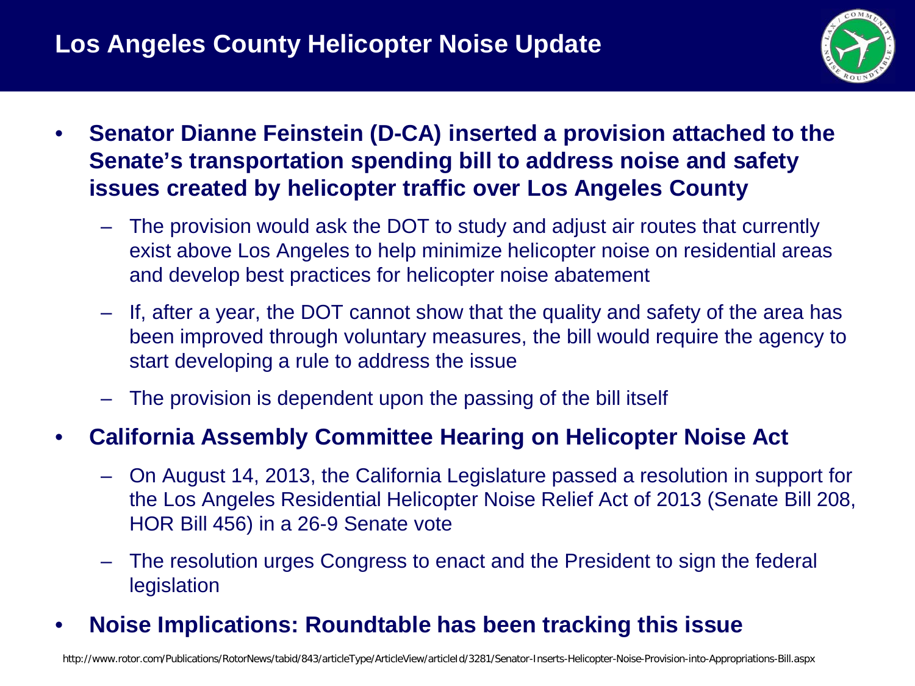# Los Angeles County Helicopter Noise Update

- **Senator Dianne Feinstein (D-CA) inserted a provision attached to the Senate's transportation spending bill to address noise and safety issues created by helicopter traffic over Los Angeles County**
  - The provision would ask the DOT to study and adjust air routes that currently exist above Los Angeles to help minimize helicopter noise on residential areas and develop best practices for helicopter noise abatement
  - If, after a year, the DOT cannot show that the quality and safety of the area has been improved through voluntary measures, the bill would require the agency to start developing a rule to address the issue
  - The provision is dependent upon the passing of the bill itself
- **California Assembly Committee Hearing on Helicopter Noise Act**
  - On August 14, 2013, the California Legislature passed a resolution in support for the Los Angeles Residential Helicopter Noise Relief Act of 2013 (Senate Bill 208, HOR Bill 456) in a 26-9 Senate vote
  - The resolution urges Congress to enact and the President to sign the federal legislation
- **Noise Implications: Roundtable has been tracking this issue**

http://www.rotor.com/Publications/RotorNews/tabid/843/articleType/ArticleView/articleId/3281/Senator-Inserts-Helicopter-Noise-Provision-into-Appropriations-Bill.aspx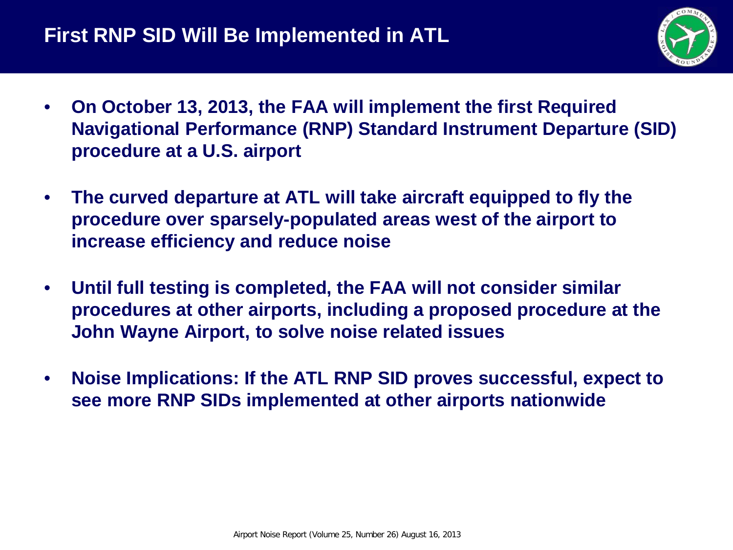# First RNP SID Will Be Implemented in ATL

- **On October 13, 2013, the FAA will implement the first Required Navigational Performance (RNP) Standard Instrument Departure (SID) procedure at a U.S. airport**
- **The curved departure at ATL will take aircraft equipped to fly the procedure over sparsely-populated areas west of the airport to increase efficiency and reduce noise**
- **Until full testing is completed, the FAA will not consider similar procedures at other airports, including a proposed procedure at the John Wayne Airport, to solve noise related issues**
- **Noise Implications: If the ATL RNP SID proves successful, expect to see more RNP SIDs implemented at other airports nationwide**

Airport Noise Report (Volume 25, Number 26) August 16, 2013